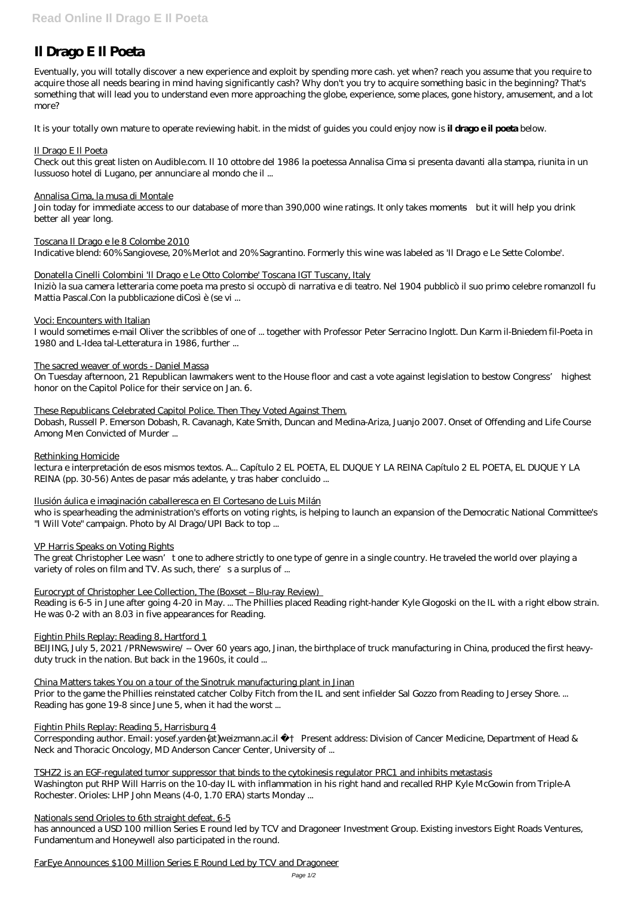# Il Drago E Il Poeta

Eventually, you will totally discover a new experience and exploit by spending more cash. yet when? reach you assume that you require to acquire those all needs bearing in mind having significantly cash? Why don't you try to acquire something basic in the beginning? That's something that will lead you to understand even more approaching the globe, experience, some places, gone history, amusement, and a lot more?

It is your totally own mature to operate reviewing habit. in the midst of guides you could enjoy now is **il drago e il poeta** below.

Il Drago E Il Poeta

Check out this great listen on Audible.com. Il 10 ottobre del 1986 la poetessa Annalisa Cima si presenta davanti alla stampa, riunita in un lussuoso hotel di Lugano, per annunciare al mondo che il ...

Annalisa Cima, la musa di Montale

Join today for immediate access to our database of more than 390,000 wine ratings. It only takes moments—but it will help you drink better all year long.

Toscana Il Drago e le 8 Colombe 2010

Indicative blend: 60% Sangiovese, 20% Merlot and 20% Sagrantino. Formerly this wine was labeled as 'Il Drago e Le Sette Colombe'.

Donatella Cinelli Colombini 'Il Drago e Le Otto Colombe' Toscana IGT Tuscany, Italy

Iniziò la sua camera letteraria come poeta ma presto si occupò di narrativa e di teatro. Nel 1904 pubblicò il suo primo celebre romanzoIl fu Mattia Pascal.Con la pubblicazione diCosì è (se vi ...

Voci: Encounters with Italian

I would sometimes e-mail Oliver the scribbles of one of ... together with Professor Peter Serracino Inglott. Dun Karm il-Bniedem fil-Poeta in 1980 and L-Idea tal-Letteratura in 1986, further ...

The sacred weaver of words - Daniel Massa

On Tuesday afternoon, 21 Republican lawmakers went to the House floor and cast a vote against legislation to bestow Congress' highest honor on the Capitol Police for their service on Jan. 6.

These Republicans Celebrated Capitol Police. Then They Voted Against Them.

Dobash, Russell P. Emerson Dobash, R. Cavanagh, Kate Smith, Duncan and Medina-Ariza, Juanjo 2007. Onset of Offending and Life Course Among Men Convicted of Murder ...

Rethinking Homicide

lectura e interpretación de esos mismos textos. A... Capítulo 2 EL POETA, EL DUQUE Y LA REINA Capítulo 2 EL POETA, EL DUQUE Y LA REINA (pp. 30-56) Antes de pasar más adelante, y tras haber concluido ...

Ilusión áulica e imaginación caballeresca en El Cortesano de Luis Milán

who is spearheading the administration's efforts on voting rights, is helping to launch an expansion of the Democratic National Committee's "I Will Vote" campaign. Photo by Al Drago/UPI Back to top ...

VP Harris Speaks on Voting Rights

The great Christopher Lee wasn't one to adhere strictly to one type of genre in a single country. He traveled the world over playing a variety of roles on film and TV. As such, there's a surplus of ...

Eurocrypt of Christopher Lee Collection, The (Boxset – Blu-ray Review)

Reading is 6-5 in June after going 4-20 in May. ... The Phillies placed Reading right-hander Kyle Glogoski on the IL with a right elbow strain. He was 0-2 with an 8.03 in five appearances for Reading.

Fightin Phils Replay: Reading 8, Hartford 1

BEIJING, July 5, 2021 /PRNewswire/ -- Over 60 years ago, Jinan, the birthplace of truck manufacturing in China, produced the first heavy-duty truck in the nation. But back in the 1960s, it could ...

China Matters takes You on a tour of the Sinotruk manufacturing plant in Jinan

Prior to the game the Phillies reinstated catcher Colby Fitch from the IL and sent infielder Sal Gozzo from Reading to Jersey Shore. ... Reading has gone 19-8 since June 5, when it had the worst ...

Fightin Phils Replay: Reading 5, Harrisburg 4

Corresponding author. Email: yosef.yarden{at}weizmann.ac.il † Present address: Division of Cancer Medicine, Department of Head & Neck and Thoracic Oncology, MD Anderson Cancer Center, University of ...

TSHZ2 is an EGF-regulated tumor suppressor that binds to the cytokinesis regulator PRC1 and inhibits metastasis

Washington put RHP Will Harris on the 10-day IL with inflammation in his right hand and recalled RHP Kyle McGowin from Triple-A Rochester. Orioles: LHP John Means (4-0, 1.70 ERA) starts Monday ...

Nationals send Orioles to 6th straight defeat, 6-5

has announced a USD 100 million Series E round led by TCV and Dragoneer Investment Group. Existing investors Eight Roads Ventures, Fundamentum and Honeywell also participated in the round.

FarEye Announces $100 Million Series E Round Led by TCV and Dragoneer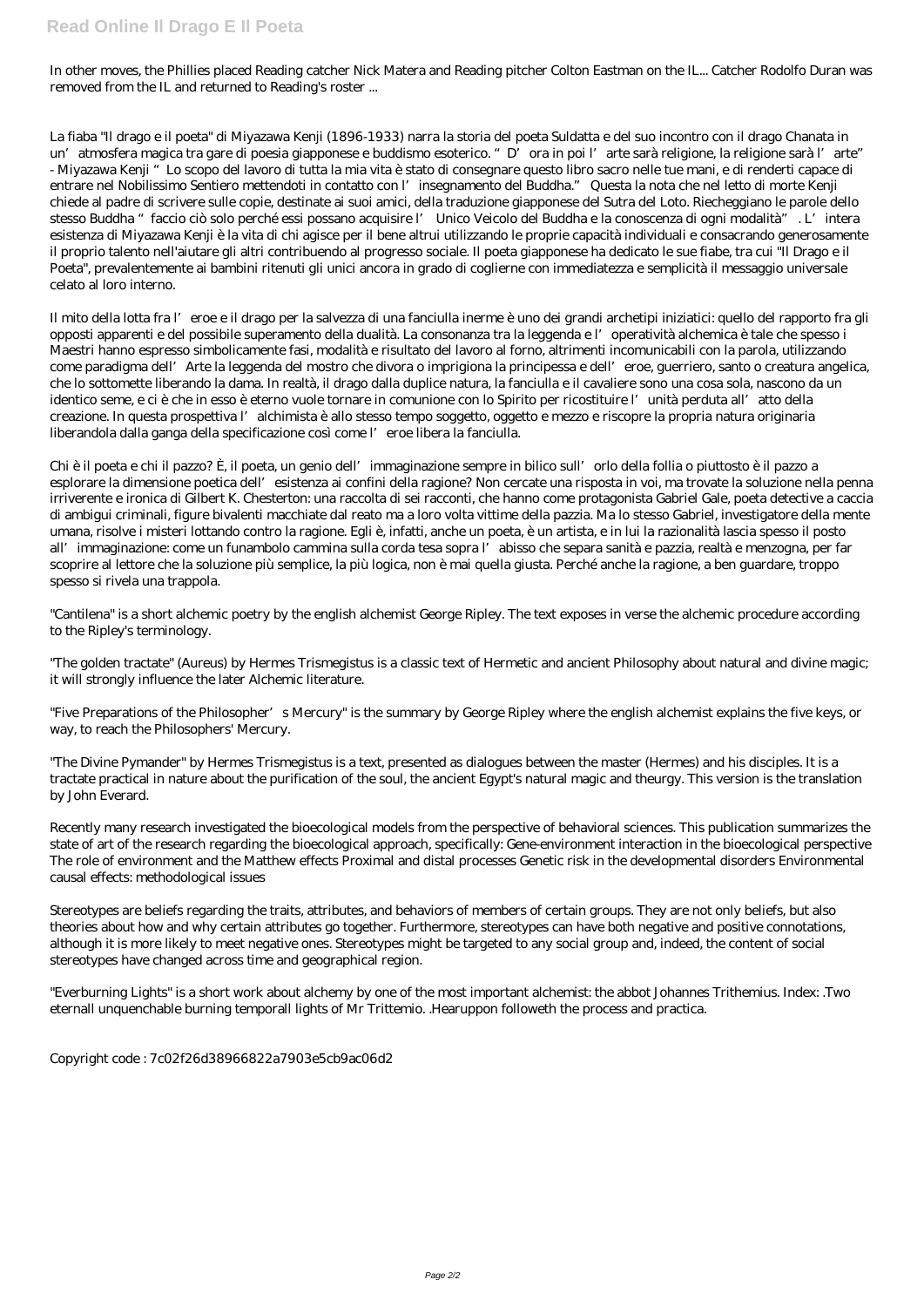In other moves, the Phillies placed Reading catcher Nick Matera and Reading pitcher Colton Eastman on the IL... Catcher Rodolfo Duran was removed from the IL and returned to Reading's roster ...

La fiaba "Il drago e il poeta" di Miyazawa Kenji (1896-1933) narra la storia del poeta Suldatta e del suo incontro con il drago Chanata in un'atmosfera magica tra gare di poesia giapponese e buddismo esoterico. "D'ora in poi l'arte sarà religione, la religione sarà l'arte" - Miyazawa Kenji "Lo scopo del lavoro di tutta la mia vita è stato di consegnare questo libro sacro nelle tue mani, e di renderti capace di entrare nel Nobilissimo Sentiero mettendoti in contatto con l'insegnamento del Buddha." Questa la nota che nel letto di morte Kenji chiede al padre di scrivere sulle copie, destinate ai suoi amici, della traduzione giapponese del Sutra del Loto. Riecheggiano le parole dello stesso Buddha "faccio ciò solo perché essi possano acquisire l'Unico Veicolo del Buddha e la conoscenza di ogni modalità". L'intera esistenza di Miyazawa Kenji è la vita di chi agisce per il bene altrui utilizzando le proprie capacità individuali e consacrando generosamente il proprio talento nell'aiutare gli altri contribuendo al progresso sociale. Il poeta giapponese ha dedicato le sue fiabe, tra cui "Il Drago e il Poeta", prevalentemente ai bambini ritenuti gli unici ancora in grado di coglierne con immediatezza e semplicità il messaggio universale celato al loro interno.

Il mito della lotta fra l'eroe e il drago per la salvezza di una fanciulla inerme è uno dei grandi archetipi iniziatici: quello del rapporto fra gli opposti apparenti e del possibile superamento della dualità. La consonanza tra la leggenda e l'operatività alchemica è tale che spesso i Maestri hanno espresso simbolicamente fasi, modalità e risultato del lavoro al forno, altrimenti incomunicabili con la parola, utilizzando come paradigma dell'Arte la leggenda del mostro che divora o imprigiona la principessa e dell'eroe, guerriero, santo o creatura angelica, che lo sottomette liberando la dama. In realtà, il drago dalla duplice natura, la fanciulla e il cavaliere sono una cosa sola, nascono da un identico seme, e ci è che in esso è eterno vuole tornare in comunione con lo Spirito per ricostituire l'unità perduta all'atto della creazione. In questa prospettiva l'alchimista è allo stesso tempo soggetto, oggetto e mezzo e riscopre la propria natura originaria liberandola dalla ganga della specificazione così come l'eroe libera la fanciulla.

Chi è il poeta e chi il pazzo? È, il poeta, un genio dell'immaginazione sempre in bilico sull'orlo della follia o piuttosto è il pazzo a esplorare la dimensione poetica dell'esistenza ai confini della ragione? Non cercate una risposta in voi, ma trovate la soluzione nella penna irriverente e ironica di Gilbert K. Chesterton: una raccolta di sei racconti, che hanno come protagonista Gabriel Gale, poeta detective a caccia di ambigui criminali, figure bivalenti macchiate dal reato ma a loro volta vittime della pazzia. Ma lo stesso Gabriel, investigatore della mente umana, risolve i misteri lottando contro la ragione. Egli è, infatti, anche un poeta, è un artista, e in lui la razionalità lascia spesso il posto all'immaginazione: come un funambolo cammina sulla corda tesa sopra l'abisso che separa sanità e pazzia, realtà e menzogna, per far scoprire al lettore che la soluzione più semplice, la più logica, non è mai quella giusta. Perché anche la ragione, a ben guardare, troppo spesso si rivela una trappola.

"Cantilena" is a short alchemic poetry by the english alchemist George Ripley. The text exposes in verse the alchemic procedure according to the Ripley's terminology.

"The golden tractate" (Aureus) by Hermes Trismegistus is a classic text of Hermetic and ancient Philosophy about natural and divine magic; it will strongly influence the later Alchemic literature.

"Five Preparations of the Philosopher's Mercury" is the summary by George Ripley where the english alchemist explains the five keys, or way, to reach the Philosophers' Mercury.

"The Divine Pymander" by Hermes Trismegistus is a text, presented as dialogues between the master (Hermes) and his disciples. It is a tractate practical in nature about the purification of the soul, the ancient Egypt's natural magic and theurgy. This version is the translation by John Everard.

Recently many research investigated the bioecological models from the perspective of behavioral sciences. This publication summarizes the state of art of the research regarding the bioecological approach, specifically: Gene-environment interaction in the bioecological perspective The role of environment and the Matthew effects Proximal and distal processes Genetic risk in the developmental disorders Environmental causal effects: methodological issues

Stereotypes are beliefs regarding the traits, attributes, and behaviors of members of certain groups. They are not only beliefs, but also theories about how and why certain attributes go together. Furthermore, stereotypes can have both negative and positive connotations, although it is more likely to meet negative ones. Stereotypes might be targeted to any social group and, indeed, the content of social stereotypes have changed across time and geographical region.

"Everburning Lights" is a short work about alchemy by one of the most important alchemist: the abbot Johannes Trithemius. Index: .Two eternall unquenchable burning temporall lights of Mr Trittemio. .Hearuppon followeth the process and practica.

Copyright code : 7c02f26d38966822a7903e5cb9ac06d2